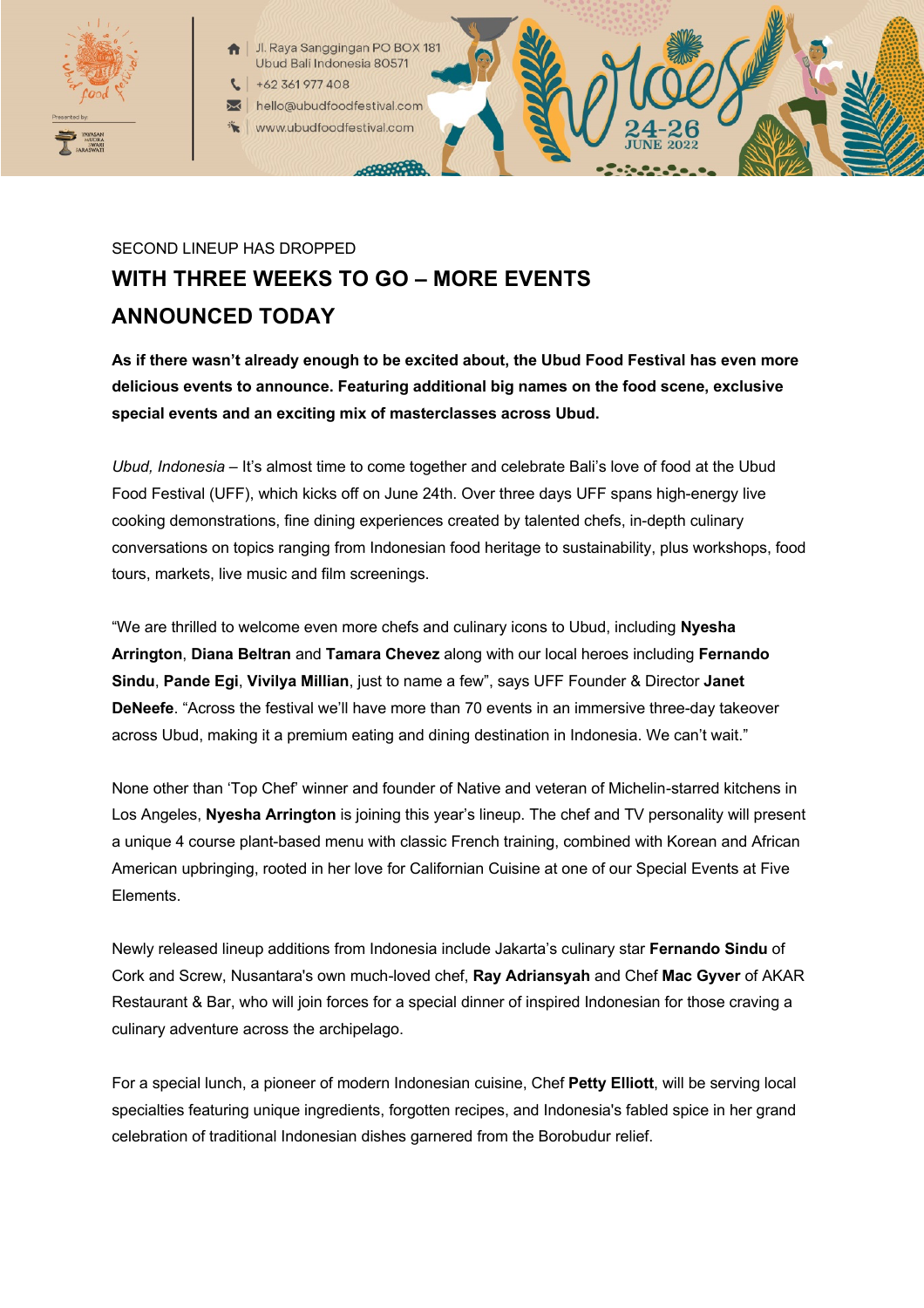Jl. Raya Sanggingan PO BOX 181
Ubud Bali Indonesia 80571
+62 361 977 408
hello@ubudfoodfestival.com
www.ubudfoodfestival.com

24-26 JUNE 2022

SECOND LINEUP HAS DROPPED

# WITH THREE WEEKS TO GO – MORE EVENTS ANNOUNCED TODAY

**As if there wasn't already enough to be excited about, the Ubud Food Festival has even more delicious events to announce. Featuring additional big names on the food scene, exclusive special events and an exciting mix of masterclasses across Ubud.**

*Ubud, Indonesia* – It's almost time to come together and celebrate Bali's love of food at the Ubud Food Festival (UFF), which kicks off on June 24th. Over three days UFF spans high-energy live cooking demonstrations, fine dining experiences created by talented chefs, in-depth culinary conversations on topics ranging from Indonesian food heritage to sustainability, plus workshops, food tours, markets, live music and film screenings.

"We are thrilled to welcome even more chefs and culinary icons to Ubud, including **Nyesha Arrington**, **Diana Beltran** and **Tamara Chevez** along with our local heroes including **Fernando Sindu**, **Pande Egi**, **Vivilya Millian**, just to name a few", says UFF Founder & Director **Janet DeNeefe**. "Across the festival we'll have more than 70 events in an immersive three-day takeover across Ubud, making it a premium eating and dining destination in Indonesia. We can't wait."

None other than 'Top Chef' winner and founder of Native and veteran of Michelin-starred kitchens in Los Angeles, **Nyesha Arrington** is joining this year's lineup. The chef and TV personality will present a unique 4 course plant-based menu with classic French training, combined with Korean and African American upbringing, rooted in her love for Californian Cuisine at one of our Special Events at Five Elements.

Newly released lineup additions from Indonesia include Jakarta's culinary star **Fernando Sindu** of Cork and Screw, Nusantara's own much-loved chef, **Ray Adriansyah** and Chef **Mac Gyver** of AKAR Restaurant & Bar, who will join forces for a special dinner of inspired Indonesian for those craving a culinary adventure across the archipelago.

For a special lunch, a pioneer of modern Indonesian cuisine, Chef **Petty Elliott**, will be serving local specialties featuring unique ingredients, forgotten recipes, and Indonesia's fabled spice in her grand celebration of traditional Indonesian dishes garnered from the Borobudur relief.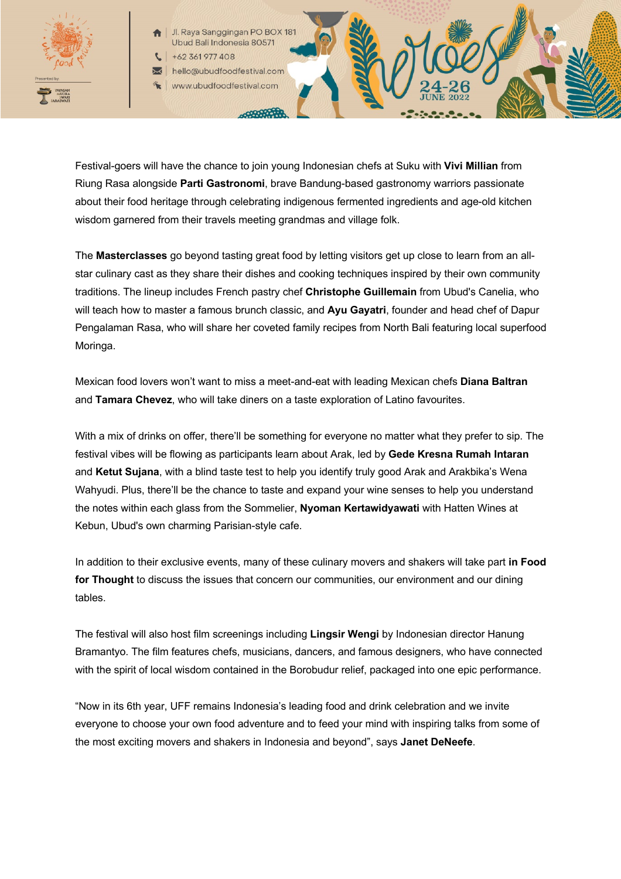Festival-goers will have the chance to join young Indonesian chefs at Suku with **Vivi Millian** from Riung Rasa alongside **Parti Gastronomi**, brave Bandung-based gastronomy warriors passionate about their food heritage through celebrating indigenous fermented ingredients and age-old kitchen wisdom garnered from their travels meeting grandmas and village folk.

The **Masterclasses** go beyond tasting great food by letting visitors get up close to learn from an all-star culinary cast as they share their dishes and cooking techniques inspired by their own community traditions. The lineup includes French pastry chef **Christophe Guillemain** from Ubud's Canelia, who will teach how to master a famous brunch classic, and **Ayu Gayatri**, founder and head chef of Dapur Pengalaman Rasa, who will share her coveted family recipes from North Bali featuring local superfood Moringa.

Mexican food lovers won't want to miss a meet-and-eat with leading Mexican chefs **Diana Baltran** and **Tamara Chevez**, who will take diners on a taste exploration of Latino favourites.

With a mix of drinks on offer, there'll be something for everyone no matter what they prefer to sip. The festival vibes will be flowing as participants learn about Arak, led by **Gede Kresna Rumah Intaran** and **Ketut Sujana**, with a blind taste test to help you identify truly good Arak and Arakbika's Wena Wahyudi. Plus, there'll be the chance to taste and expand your wine senses to help you understand the notes within each glass from the Sommelier, **Nyoman Kertawidyawati** with Hatten Wines at Kebun, Ubud's own charming Parisian-style cafe.

In addition to their exclusive events, many of these culinary movers and shakers will take part **in Food for Thought** to discuss the issues that concern our communities, our environment and our dining tables.

The festival will also host film screenings including **Lingsir Wengi** by Indonesian director Hanung Bramantyo. The film features chefs, musicians, dancers, and famous designers, who have connected with the spirit of local wisdom contained in the Borobudur relief, packaged into one epic performance.

"Now in its 6th year, UFF remains Indonesia's leading food and drink celebration and we invite everyone to choose your own food adventure and to feed your mind with inspiring talks from some of the most exciting movers and shakers in Indonesia and beyond", says **Janet DeNeefe**.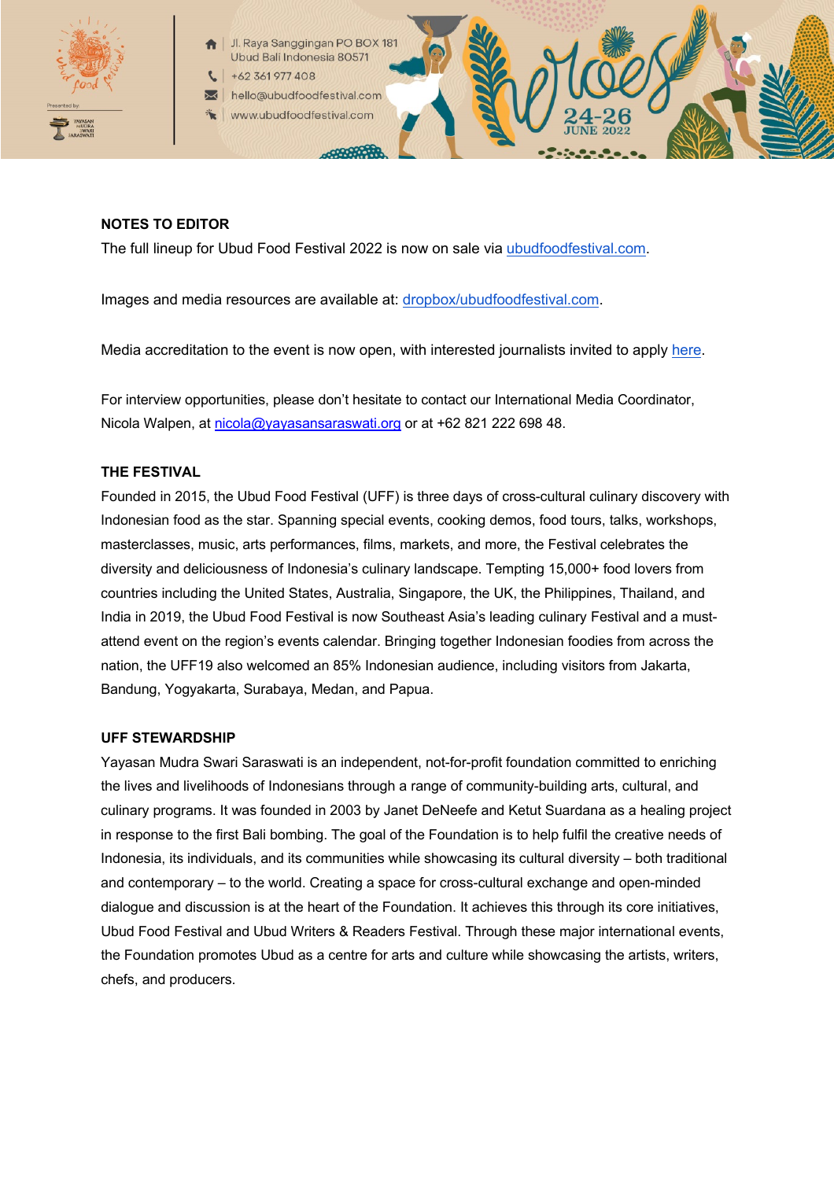**NOTES TO EDITOR**

The full lineup for Ubud Food Festival 2022 is now on sale via ubudfoodfestival.com.

Images and media resources are available at: dropbox/ubudfoodfestival.com.

Media accreditation to the event is now open, with interested journalists invited to apply here.

For interview opportunities, please don't hesitate to contact our International Media Coordinator, Nicola Walpen, at nicola@yayasansaraswati.org or at +62 821 222 698 48.

**THE FESTIVAL**

Founded in 2015, the Ubud Food Festival (UFF) is three days of cross-cultural culinary discovery with Indonesian food as the star. Spanning special events, cooking demos, food tours, talks, workshops, masterclasses, music, arts performances, films, markets, and more, the Festival celebrates the diversity and deliciousness of Indonesia's culinary landscape. Tempting 15,000+ food lovers from countries including the United States, Australia, Singapore, the UK, the Philippines, Thailand, and India in 2019, the Ubud Food Festival is now Southeast Asia's leading culinary Festival and a must-attend event on the region's events calendar. Bringing together Indonesian foodies from across the nation, the UFF19 also welcomed an 85% Indonesian audience, including visitors from Jakarta, Bandung, Yogyakarta, Surabaya, Medan, and Papua.

**UFF STEWARDSHIP**

Yayasan Mudra Swari Saraswati is an independent, not-for-profit foundation committed to enriching the lives and livelihoods of Indonesians through a range of community-building arts, cultural, and culinary programs. It was founded in 2003 by Janet DeNeefe and Ketut Suardana as a healing project in response to the first Bali bombing. The goal of the Foundation is to help fulfil the creative needs of Indonesia, its individuals, and its communities while showcasing its cultural diversity – both traditional and contemporary – to the world. Creating a space for cross-cultural exchange and open-minded dialogue and discussion is at the heart of the Foundation. It achieves this through its core initiatives, Ubud Food Festival and Ubud Writers & Readers Festival. Through these major international events, the Foundation promotes Ubud as a centre for arts and culture while showcasing the artists, writers, chefs, and producers.